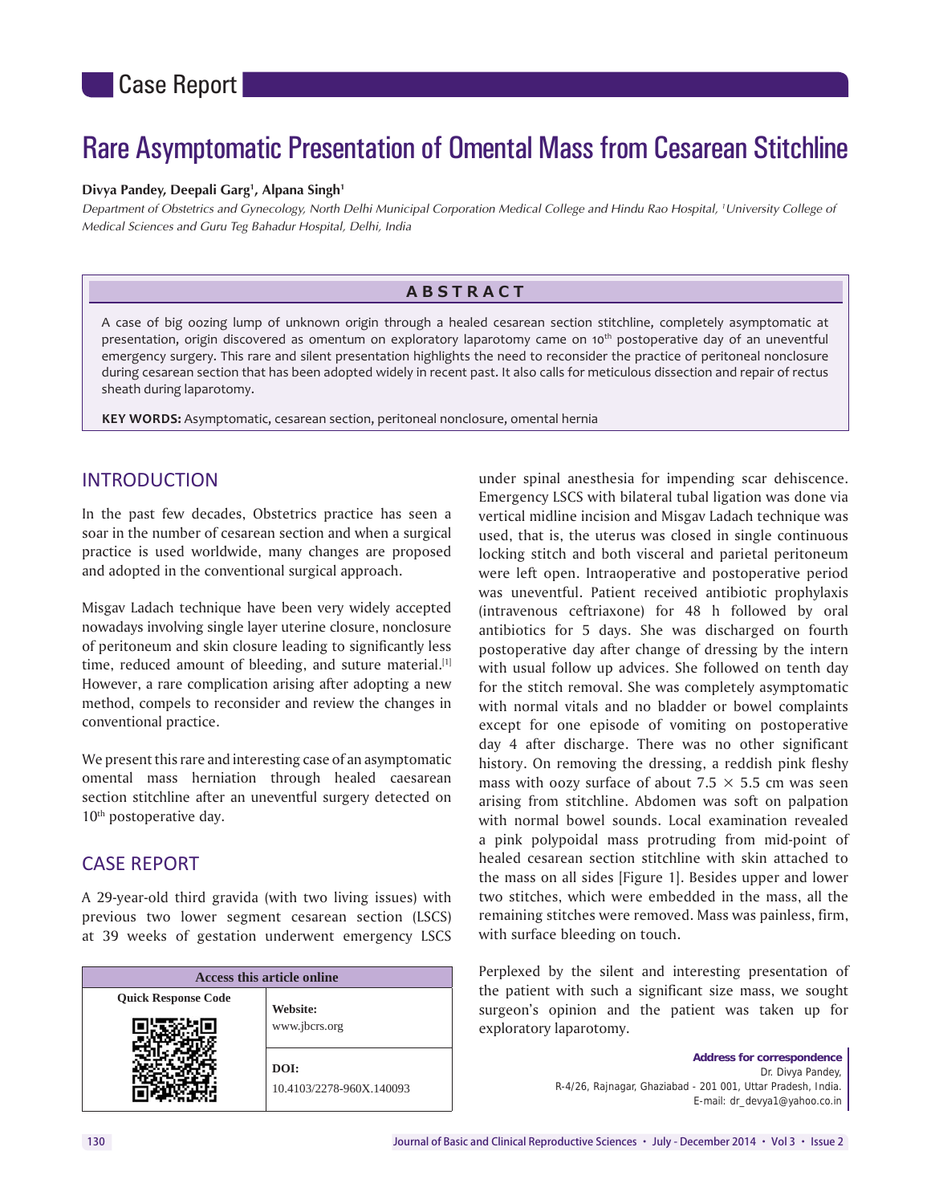Case Report

# Rare Asymptomatic Presentation of Omental Mass from Cesarean Stitchline

**Divya Pandey, Deepali Garg[1], Alpana Singh[1]**

*Department of Obstetrics and Gynecology, North Delhi Municipal Corporation Medical College and Hindu Rao Hospital, [1]University College of Medical Sciences and Guru Teg Bahadur Hospital, Delhi, India*

## ABSTRACT

A case of big oozing lump of unknown origin through a healed cesarean section stitchline, completely asymptomatic at presentation, origin discovered as omentum on exploratory laparotomy came on 10th postoperative day of an uneventful emergency surgery. This rare and silent presentation highlights the need to reconsider the practice of peritoneal nonclosure during cesarean section that has been adopted widely in recent past. It also calls for meticulous dissection and repair of rectus sheath during laparotomy.

**KEY WORDS:** Asymptomatic, cesarean section, peritoneal nonclosure, omental hernia

## INTRODUCTION

In the past few decades, Obstetrics practice has seen a soar in the number of cesarean section and when a surgical practice is used worldwide, many changes are proposed and adopted in the conventional surgical approach.

Misgav Ladach technique have been very widely accepted nowadays involving single layer uterine closure, nonclosure of peritoneum and skin closure leading to significantly less time, reduced amount of bleeding, and suture material.[1] However, a rare complication arising after adopting a new method, compels to reconsider and review the changes in conventional practice.

We present this rare and interesting case of an asymptomatic omental mass herniation through healed caesarean section stitchline after an uneventful surgery detected on 10th postoperative day.

## CASE REPORT

A 29-year-old third gravida (with two living issues) with previous two lower segment cesarean section (LSCS) at 39 weeks of gestation underwent emergency LSCS under spinal anesthesia for impending scar dehiscence. Emergency LSCS with bilateral tubal ligation was done via vertical midline incision and Misgav Ladach technique was used, that is, the uterus was closed in single continuous locking stitch and both visceral and parietal peritoneum were left open. Intraoperative and postoperative period was uneventful. Patient received antibiotic prophylaxis (intravenous ceftriaxone) for 48 h followed by oral antibiotics for 5 days. She was discharged on fourth postoperative day after change of dressing by the intern with usual follow up advices. She followed on tenth day for the stitch removal. She was completely asymptomatic with normal vitals and no bladder or bowel complaints except for one episode of vomiting on postoperative day 4 after discharge. There was no other significant history. On removing the dressing, a reddish pink fleshy mass with oozy surface of about 7.5 × 5.5 cm was seen arising from stitchline. Abdomen was soft on palpation with normal bowel sounds. Local examination revealed a pink polypoidal mass protruding from mid-point of healed cesarean section stitchline with skin attached to the mass on all sides [Figure 1]. Besides upper and lower two stitches, which were embedded in the mass, all the remaining stitches were removed. Mass was painless, firm, with surface bleeding on touch.

Perplexed by the silent and interesting presentation of the patient with such a significant size mass, we sought surgeon's opinion and the patient was taken up for exploratory laparotomy.

| Access this article online | |
|---|---|
| Quick Response Code | Website: www.jbcrs.org |
| | DOI: 10.4103/2278-960X.140093 |

**Address for correspondence**
Dr. Divya Pandey,
R-4/26, Rajnagar, Ghaziabad - 201 001, Uttar Pradesh, India.
E-mail: dr_devya1@yahoo.co.in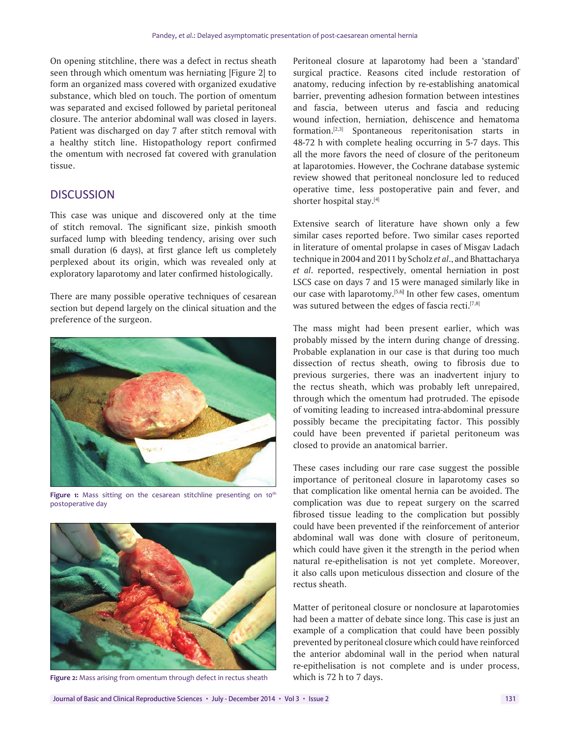On opening stitchline, there was a defect in rectus sheath seen through which omentum was herniating [Figure 2] to form an organized mass covered with organized exudative substance, which bled on touch. The portion of omentum was separated and excised followed by parietal peritoneal closure. The anterior abdominal wall was closed in layers. Patient was discharged on day 7 after stitch removal with a healthy stitch line. Histopathology report confirmed the omentum with necrosed fat covered with granulation tissue.

## DISCUSSION

This case was unique and discovered only at the time of stitch removal. The significant size, pinkish smooth surfaced lump with bleeding tendency, arising over such small duration (6 days), at first glance left us completely perplexed about its origin, which was revealed only at exploratory laparotomy and later confirmed histologically.

There are many possible operative techniques of cesarean section but depend largely on the clinical situation and the preference of the surgeon.

**Figure 1:** Mass sitting on the cesarean stitchline presenting on 10th postoperative day

**Figure 2:** Mass arising from omentum through defect in rectus sheath

Peritoneal closure at laparotomy had been a 'standard' surgical practice. Reasons cited include restoration of anatomy, reducing infection by re-establishing anatomical barrier, preventing adhesion formation between intestines and fascia, between uterus and fascia and reducing wound infection, herniation, dehiscence and hematoma formation.[2,3] Spontaneous reperitonisation starts in 48-72 h with complete healing occurring in 5-7 days. This all the more favors the need of closure of the peritoneum at laparotomies. However, the Cochrane database systemic review showed that peritoneal nonclosure led to reduced operative time, less postoperative pain and fever, and shorter hospital stay.[4]

Extensive search of literature have shown only a few similar cases reported before. Two similar cases reported in literature of omental prolapse in cases of Misgav Ladach technique in 2004 and 2011 by Scholz *et al*., and Bhattacharya *et al*. reported, respectively, omental herniation in post LSCS case on days 7 and 15 were managed similarly like in our case with laparotomy.[5,6] In other few cases, omentum was sutured between the edges of fascia recti.[7,8]

The mass might had been present earlier, which was probably missed by the intern during change of dressing. Probable explanation in our case is that during too much dissection of rectus sheath, owing to fibrosis due to previous surgeries, there was an inadvertent injury to the rectus sheath, which was probably left unrepaired, through which the omentum had protruded. The episode of vomiting leading to increased intra-abdominal pressure possibly became the precipitating factor. This possibly could have been prevented if parietal peritoneum was closed to provide an anatomical barrier.

These cases including our rare case suggest the possible importance of peritoneal closure in laparotomy cases so that complication like omental hernia can be avoided. The complication was due to repeat surgery on the scarred fibrosed tissue leading to the complication but possibly could have been prevented if the reinforcement of anterior abdominal wall was done with closure of peritoneum, which could have given it the strength in the period when natural re-epithelisation is not yet complete. Moreover, it also calls upon meticulous dissection and closure of the rectus sheath.

Matter of peritoneal closure or nonclosure at laparotomies had been a matter of debate since long. This case is just an example of a complication that could have been possibly prevented by peritoneal closure which could have reinforced the anterior abdominal wall in the period when natural re-epithelisation is not complete and is under process, which is 72 h to 7 days.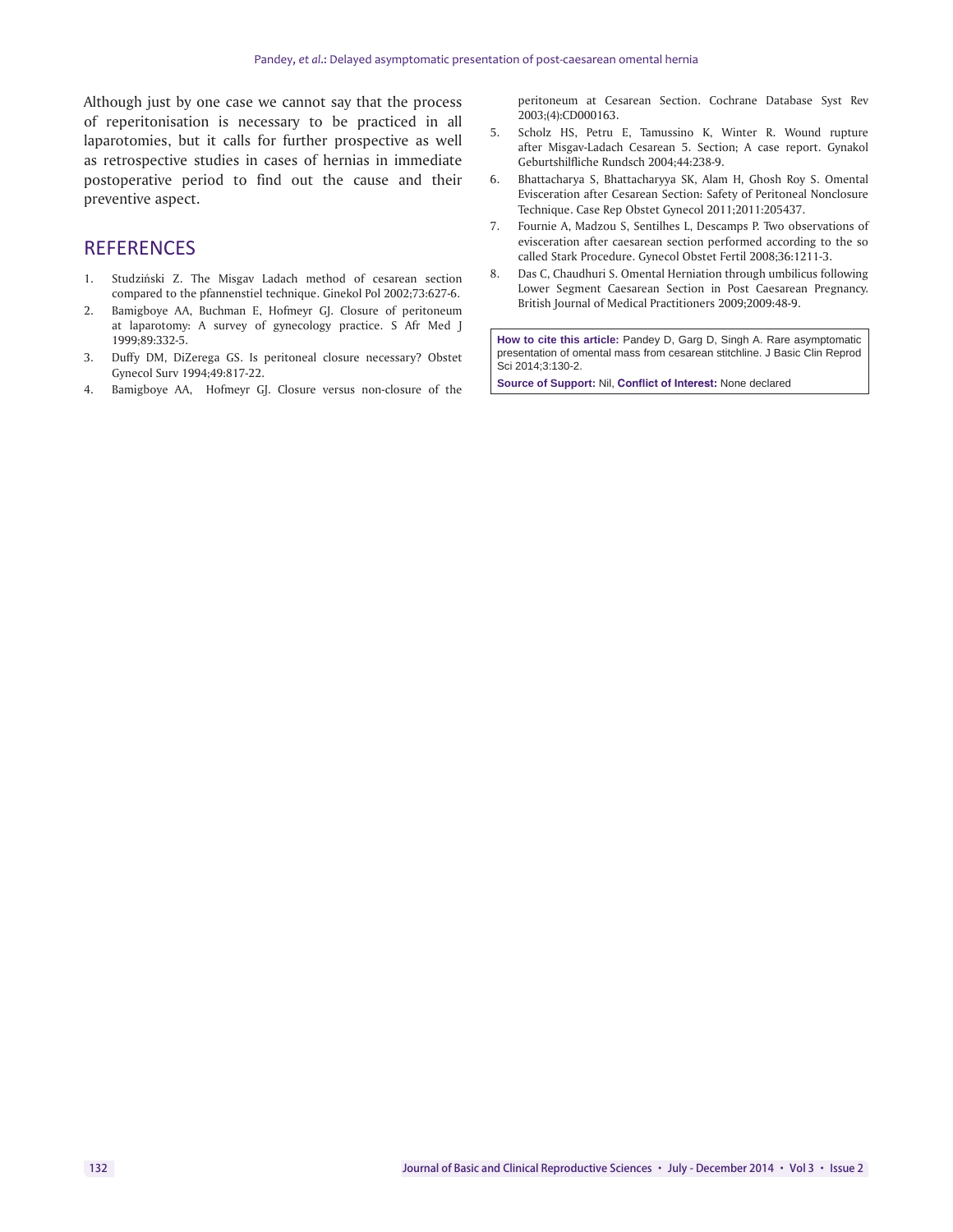Although just by one case we cannot say that the process of reperitonisation is necessary to be practiced in all laparotomies, but it calls for further prospective as well as retrospective studies in cases of hernias in immediate postoperative period to find out the cause and their preventive aspect.

## REFERENCES

1. Studziński Z. The Misgav Ladach method of cesarean section compared to the pfannenstiel technique. Ginekol Pol 2002;73:627-6.
2. Bamigboye AA, Buchman E, Hofmeyr GJ. Closure of peritoneum at laparotomy: A survey of gynecology practice. S Afr Med J 1999;89:332-5.
3. Duffy DM, DiZerega GS. Is peritoneal closure necessary? Obstet Gynecol Surv 1994;49:817-22.
4. Bamigboye AA, Hofmeyr GJ. Closure versus non-closure of the peritoneum at Cesarean Section. Cochrane Database Syst Rev 2003;(4):CD000163.
5. Scholz HS, Petru E, Tamussino K, Winter R. Wound rupture after Misgav-Ladach Cesarean 5. Section; A case report. Gynakol Geburtshilfliche Rundsch 2004;44:238-9.
6. Bhattacharya S, Bhattacharyya SK, Alam H, Ghosh Roy S. Omental Evisceration after Cesarean Section: Safety of Peritoneal Nonclosure Technique. Case Rep Obstet Gynecol 2011;2011:205437.
7. Fournie A, Madzou S, Sentilhes L, Descamps P. Two observations of evisceration after caesarean section performed according to the so called Stark Procedure. Gynecol Obstet Fertil 2008;36:1211-3.
8. Das C, Chaudhuri S. Omental Herniation through umbilicus following Lower Segment Caesarean Section in Post Caesarean Pregnancy. British Journal of Medical Practitioners 2009;2009:48-9.

**How to cite this article:** Pandey D, Garg D, Singh A. Rare asymptomatic presentation of omental mass from cesarean stitchline. J Basic Clin Reprod Sci 2014;3:130-2.

**Source of Support:** Nil, **Conflict of Interest:** None declared